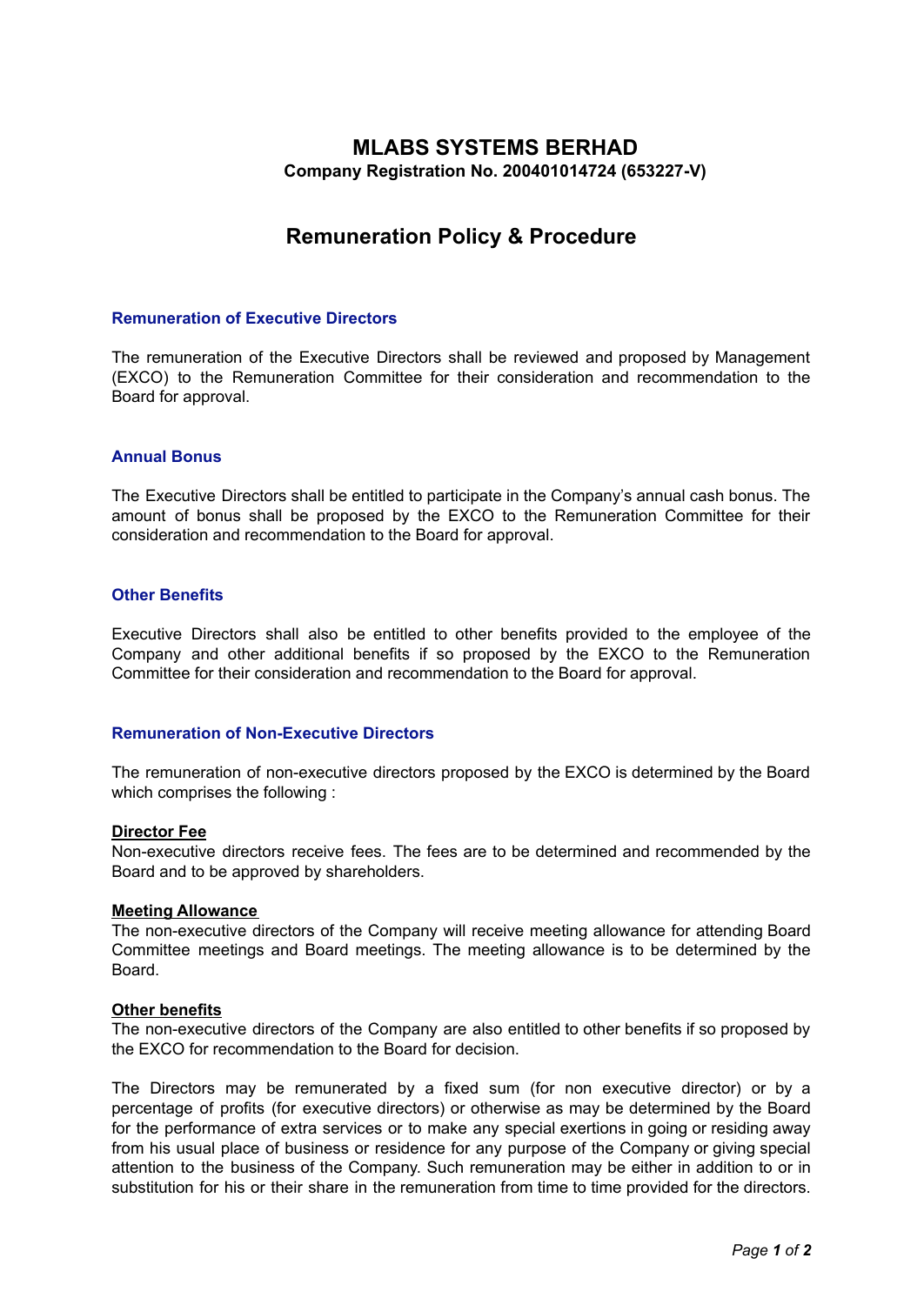# MLABS SYSTEMS BERHAD

**Company Registration No. 200401014724 (653227-V)**

## Remuneration Policy & Procedure

### Remuneration of Executive Directors

The remuneration of the Executive Directors shall be reviewed and proposed by Management (EXCO) to the Remuneration Committee for their consideration and recommendation to the Board for approval.

### Annual Bonus

The Executive Directors shall be entitled to participate in the Company's annual cash bonus. The amount of bonus shall be proposed by the EXCO to the Remuneration Committee for their consideration and recommendation to the Board for approval.

### Other Benefits

Executive Directors shall also be entitled to other benefits provided to the employee of the Company and other additional benefits if so proposed by the EXCO to the Remuneration Committee for their consideration and recommendation to the Board for approval.

### Remuneration of Non-Executive Directors

The remuneration of non-executive directors proposed by the EXCO is determined by the Board which comprises the following :

**Director Fee**

Non-executive directors receive fees. The fees are to be determined and recommended by the Board and to be approved by shareholders.

**Meeting Allowance**

The non-executive directors of the Company will receive meeting allowance for attending Board Committee meetings and Board meetings. The meeting allowance is to be determined by the Board.

**Other benefits**

The non-executive directors of the Company are also entitled to other benefits if so proposed by the EXCO for recommendation to the Board for decision.

The Directors may be remunerated by a fixed sum (for non executive director) or by a percentage of profits (for executive directors) or otherwise as may be determined by the Board for the performance of extra services or to make any special exertions in going or residing away from his usual place of business or residence for any purpose of the Company or giving special attention to the business of the Company. Such remuneration may be either in addition to or in substitution for his or their share in the remuneration from time to time provided for the directors.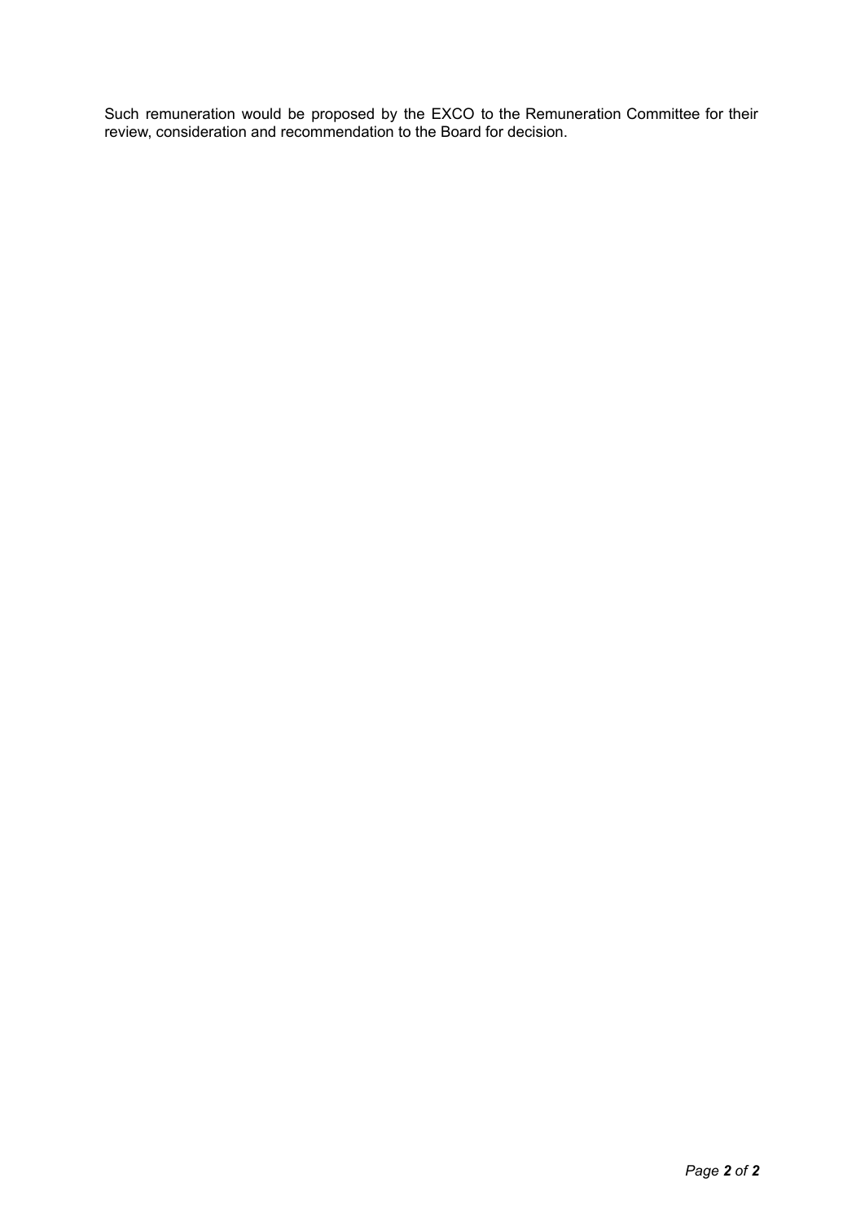Such remuneration would be proposed by the EXCO to the Remuneration Committee for their review, consideration and recommendation to the Board for decision.